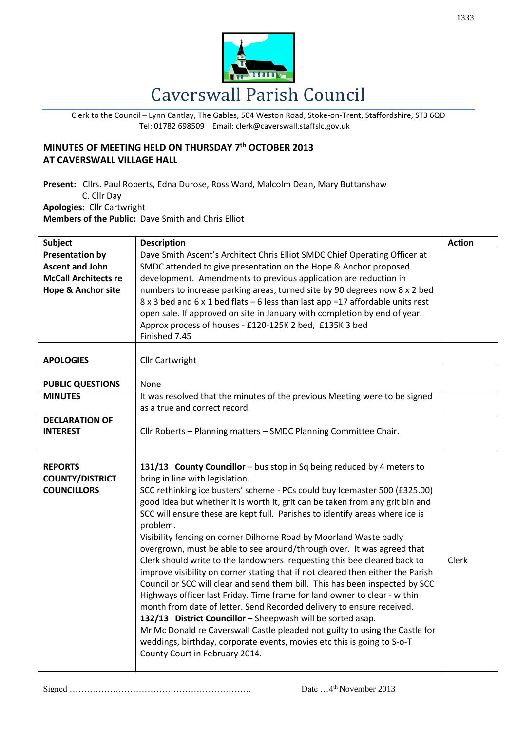# Caverswall Parish Council

Clerk to the Council – Lynn Cantlay, The Gables, 504 Weston Road, Stoke-on-Trent, Staffordshire, ST3 6QD
Tel: 01782 698509 Email: clerk@caverswall.staffslc.gov.uk

**MINUTES OF MEETING HELD ON THURSDAY 7th OCTOBER 2013**
**AT CAVERSWALL VILLAGE HALL**

**Present:** Cllrs. Paul Roberts, Edna Durose, Ross Ward, Malcolm Dean, Mary Buttanshaw
C. Cllr Day
**Apologies:** Cllr Cartwright
**Members of the Public:** Dave Smith and Chris Elliot

| Subject | Description | Action |
|---|---|---|
| **Presentation by Ascent and John McCall Architects re Hope & Anchor site** | Dave Smith Ascent's Architect Chris Elliot SMDC Chief Operating Officer at SMDC attended to give presentation on the Hope & Anchor proposed development. Amendments to previous application are reduction in numbers to increase parking areas, turned site by 90 degrees now 8 x 2 bed 8 x 3 bed and 6 x 1 bed flats – 6 less than last app =17 affordable units rest open sale. If approved on site in January with completion by end of year. Approx process of houses - £120-125K 2 bed, £135K 3 bed<br>Finished 7.45 | |
| **APOLOGIES** | Cllr Cartwright | |
| **PUBLIC QUESTIONS** | None | |
| **MINUTES** | It was resolved that the minutes of the previous Meeting were to be signed as a true and correct record. | |
| **DECLARATION OF INTEREST** | Cllr Roberts – Planning matters – SMDC Planning Committee Chair. | |
| **REPORTS COUNTY/DISTRICT COUNCILLORS** | **131/13 County Councillor** – bus stop in Sq being reduced by 4 meters to bring in line with legislation.<br>SCC rethinking ice busters' scheme - PCs could buy Icemaster 500 (£325.00) good idea but whether it is worth it, grit can be taken from any grit bin and SCC will ensure these are kept full. Parishes to identify areas where ice is problem.<br>Visibility fencing on corner Dilhorne Road by Moorland Waste badly overgrown, must be able to see around/through over. It was agreed that Clerk should write to the landowners requesting this bee cleared back to improve visibility on corner stating that if not cleared then either the Parish Council or SCC will clear and send them bill. This has been inspected by SCC Highways officer last Friday. Time frame for land owner to clear - within month from date of letter. Send Recorded delivery to ensure received.<br>**132/13 District Councillor** – Sheepwash will be sorted asap.<br>Mr Mc Donald re Caverswall Castle pleaded not guilty to using the Castle for weddings, birthday, corporate events, movies etc this is going to S-o-T County Court in February 2014. | Clerk |

Signed ……………………………………………………… Date …4th November 2013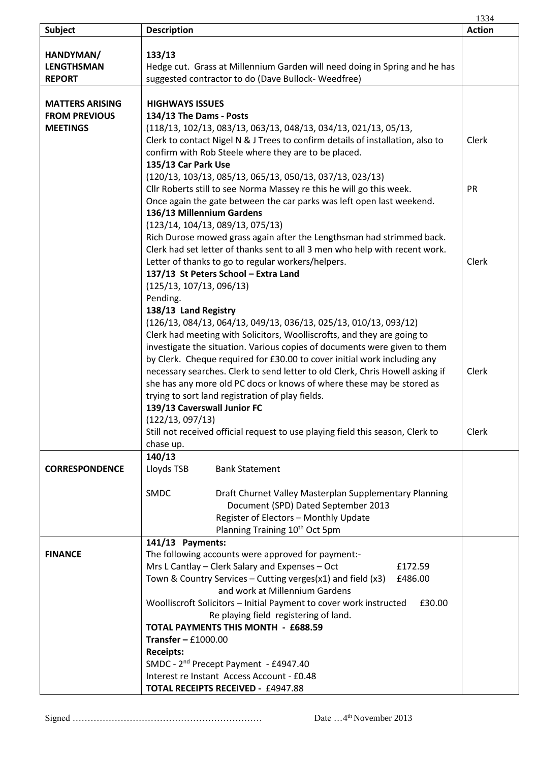| Subject | Description | Action |
|---|---|---|
| **HANDYMAN/ LENGTHSMAN REPORT** | **133/13**<br>Hedge cut. Grass at Millennium Garden will need doing in Spring and he has suggested contractor to do (Dave Bullock- Weedfree) | |
| **MATTERS ARISING FROM PREVIOUS MEETINGS** | **HIGHWAYS ISSUES**<br>**134/13 The Dams - Posts**<br>(118/13, 102/13, 083/13, 063/13, 048/13, 034/13, 021/13, 05/13,<br>Clerk to contact Nigel N & J Trees to confirm details of installation, also to confirm with Rob Steele where they are to be placed. | Clerk |
| | **135/13 Car Park Use**<br>(120/13, 103/13, 085/13, 065/13, 050/13, 037/13, 023/13)<br>Cllr Roberts still to see Norma Massey re this he will go this week.<br>Once again the gate between the car parks was left open last weekend. | PR |
| | **136/13 Millennium Gardens**<br>(123/14, 104/13, 089/13, 075/13)<br>Rich Durose mowed grass again after the Lengthsman had strimmed back. Clerk had set letter of thanks sent to all 3 men who help with recent work. Letter of thanks to go to regular workers/helpers. | Clerk |
| | **137/13 St Peters School – Extra Land**<br>(125/13, 107/13, 096/13)<br>Pending. | |
| | **138/13 Land Registry**<br>(126/13, 084/13, 064/13, 049/13, 036/13, 025/13, 010/13, 093/12)<br>Clerk had meeting with Solicitors, Woolliscrofts, and they are going to investigate the situation. Various copies of documents were given to them by Clerk. Cheque required for £30.00 to cover initial work including any necessary searches. Clerk to send letter to old Clerk, Chris Howell asking if she has any more old PC docs or knows of where these may be stored as trying to sort land registration of play fields. | Clerk |
| | **139/13 Caverswall Junior FC**<br>(122/13, 097/13)<br>Still not received official request to use playing field this season, Clerk to chase up. | Clerk |
| **CORRESPONDENCE** | **140/13**<br>Lloyds TSB Bank Statement<br><br>SMDC Draft Churnet Valley Masterplan Supplementary Planning Document (SPD) Dated September 2013<br>Register of Electors – Monthly Update<br>Planning Training 10th Oct 5pm | |
| **FINANCE** | **141/13 Payments:**<br>The following accounts were approved for payment:-<br>Mrs L Cantlay – Clerk Salary and Expenses – Oct £172.59<br>Town & Country Services – Cutting verges(x1) and field (x3) and work at Millennium Gardens £486.00<br>Woolliscroft Solicitors – Initial Payment to cover work instructed Re playing field registering of land. £30.00<br>**TOTAL PAYMENTS THIS MONTH - £688.59**<br>**Transfer –** £1000.00<br>**Receipts:**<br>SMDC - 2nd Precept Payment - £4947.40<br>Interest re Instant Access Account - £0.48<br>**TOTAL RECEIPTS RECEIVED -** £4947.88 | |

Signed ……………………………………………………… Date …4th November 2013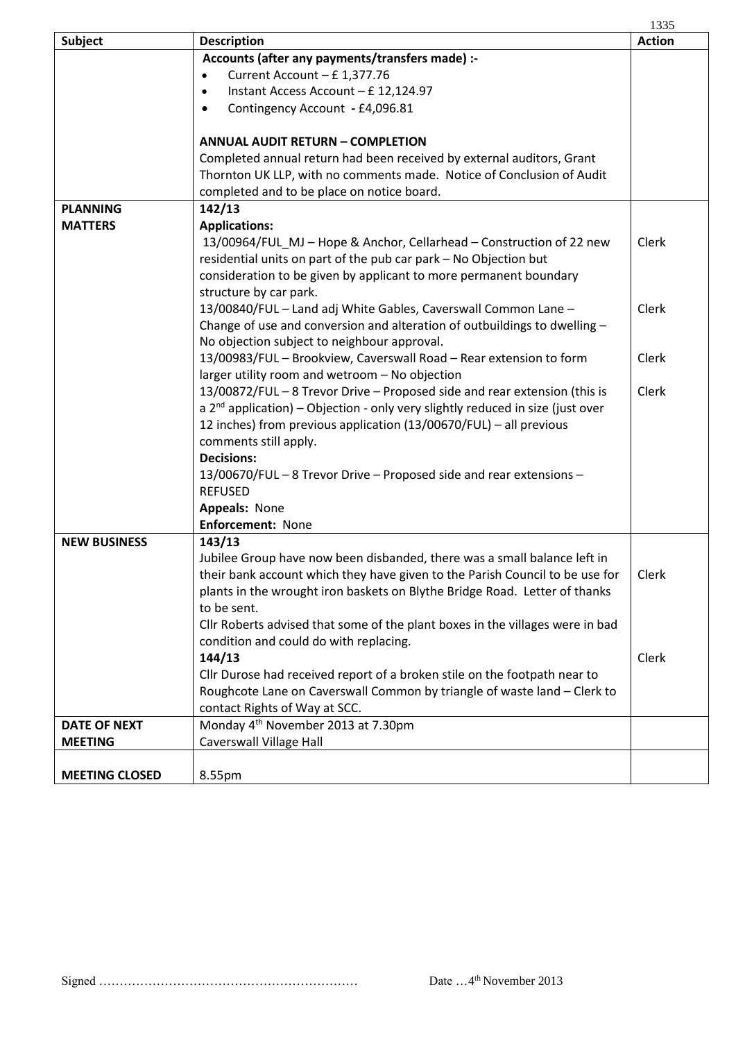| Subject | Description | Action |
|---|---|---|
| | **Accounts (after any payments/transfers made) :-**<br>• Current Account – £ 1,377.76<br>• Instant Access Account – £ 12,124.97<br>• Contingency Account - £4,096.81<br><br>**ANNUAL AUDIT RETURN – COMPLETION**<br>Completed annual return had been received by external auditors, Grant Thornton UK LLP, with no comments made. Notice of Conclusion of Audit completed and to be place on notice board. | |
| **PLANNING MATTERS** | **142/13**<br>**Applications:**<br>13/00964/FUL_MJ – Hope & Anchor, Cellarhead – Construction of 22 new residential units on part of the pub car park – No Objection but consideration to be given by applicant to more permanent boundary structure by car park.<br>13/00840/FUL – Land adj White Gables, Caverswall Common Lane – Change of use and conversion and alteration of outbuildings to dwelling – No objection subject to neighbour approval.<br>13/00983/FUL – Brookview, Caverswall Road – Rear extension to form larger utility room and wetroom – No objection<br>13/00872/FUL – 8 Trevor Drive – Proposed side and rear extension (this is a 2nd application) – Objection - only very slightly reduced in size (just over 12 inches) from previous application (13/00670/FUL) – all previous comments still apply.<br>**Decisions:**<br>13/00670/FUL – 8 Trevor Drive – Proposed side and rear extensions – REFUSED<br>**Appeals:** None<br>**Enforcement:** None | Clerk<br><br>Clerk<br><br>Clerk<br><br>Clerk |
| **NEW BUSINESS** | **143/13**<br>Jubilee Group have now been disbanded, there was a small balance left in their bank account which they have given to the Parish Council to be use for plants in the wrought iron baskets on Blythe Bridge Road. Letter of thanks to be sent.<br>Cllr Roberts advised that some of the plant boxes in the villages were in bad condition and could do with replacing.<br>**144/13**<br>Cllr Durose had received report of a broken stile on the footpath near to Roughcote Lane on Caverswall Common by triangle of waste land – Clerk to contact Rights of Way at SCC. | Clerk<br><br>Clerk |
| **DATE OF NEXT MEETING** | Monday 4th November 2013 at 7.30pm<br>Caverswall Village Hall | |
| **MEETING CLOSED** | 8.55pm | |

Signed ……………………………………………………… Date …4th November 2013